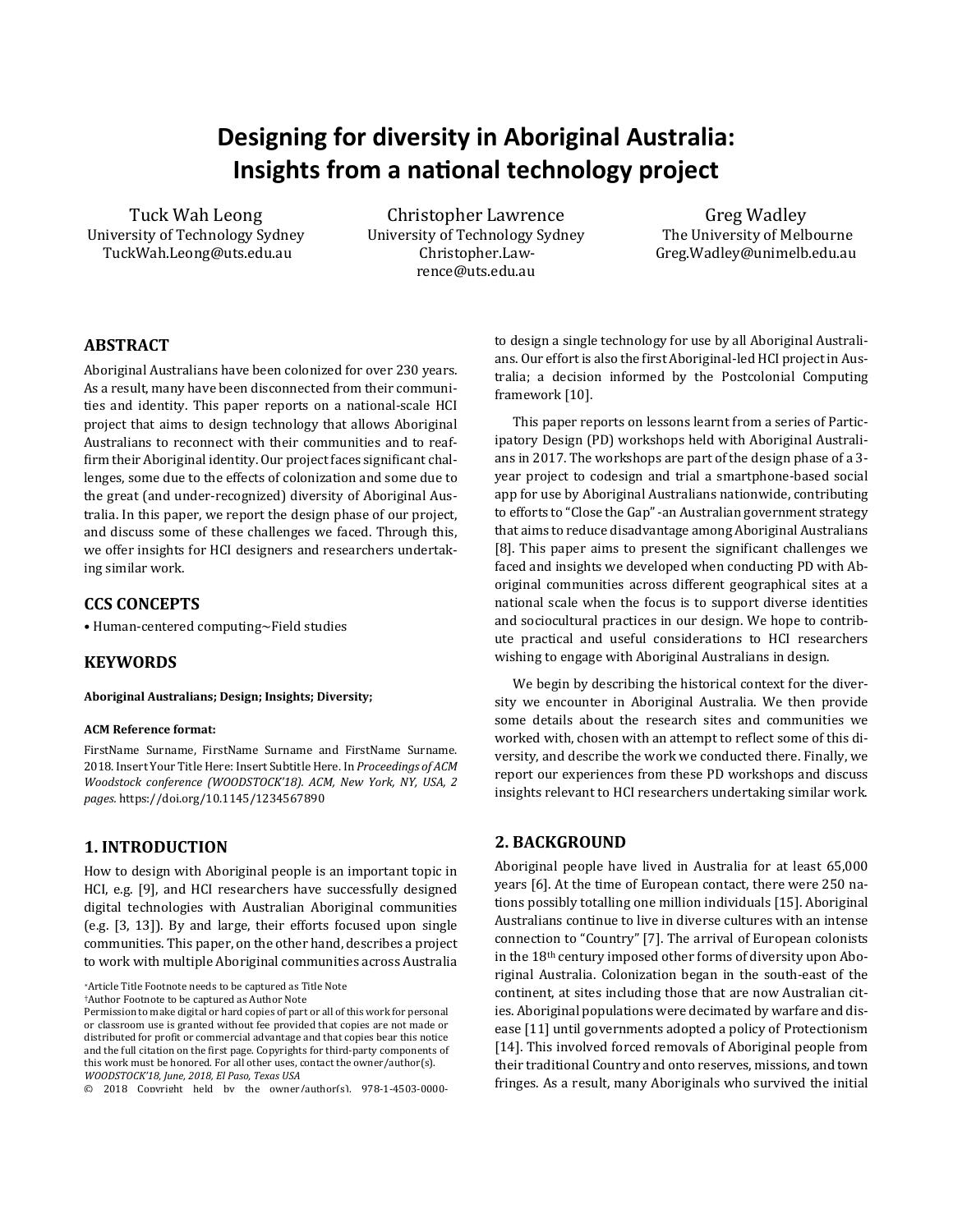# Designing for diversity in Aboriginal Australia: Insights from a national technology project

Tuck Wah Leong
University of Technology Sydney
TuckWah.Leong@uts.edu.au

Christopher Lawrence
University of Technology Sydney
Christopher.Lawrence@uts.edu.au

Greg Wadley
The University of Melbourne
Greg.Wadley@unimelb.edu.au

## ABSTRACT

Aboriginal Australians have been colonized for over 230 years. As a result, many have been disconnected from their communities and identity. This paper reports on a national-scale HCI project that aims to design technology that allows Aboriginal Australians to reconnect with their communities and to reaffirm their Aboriginal identity. Our project faces significant challenges, some due to the effects of colonization and some due to the great (and under-recognized) diversity of Aboriginal Australia. In this paper, we report the design phase of our project, and discuss some of these challenges we faced. Through this, we offer insights for HCI designers and researchers undertaking similar work.

## CCS CONCEPTS

• Human-centered computing~Field studies

## KEYWORDS

**Aboriginal Australians; Design; Insights; Diversity;**

**ACM Reference format:**

FirstName Surname, FirstName Surname and FirstName Surname. 2018. Insert Your Title Here: Insert Subtitle Here. In *Proceedings of ACM Woodstock conference (WOODSTOCK'18). ACM, New York, NY, USA, 2 pages.* https://doi.org/10.1145/1234567890

## 1. INTRODUCTION

How to design with Aboriginal people is an important topic in HCI, e.g. [9], and HCI researchers have successfully designed digital technologies with Australian Aboriginal communities (e.g. [3, 13]). By and large, their efforts focused upon single communities. This paper, on the other hand, describes a project to work with multiple Aboriginal communities across Australia to design a single technology for use by all Aboriginal Australians. Our effort is also the first Aboriginal-led HCI project in Australia; a decision informed by the Postcolonial Computing framework [10].

This paper reports on lessons learnt from a series of Participatory Design (PD) workshops held with Aboriginal Australians in 2017. The workshops are part of the design phase of a 3-year project to codesign and trial a smartphone-based social app for use by Aboriginal Australians nationwide, contributing to efforts to "Close the Gap" -an Australian government strategy that aims to reduce disadvantage among Aboriginal Australians [8]. This paper aims to present the significant challenges we faced and insights we developed when conducting PD with Aboriginal communities across different geographical sites at a national scale when the focus is to support diverse identities and sociocultural practices in our design. We hope to contribute practical and useful considerations to HCI researchers wishing to engage with Aboriginal Australians in design.

We begin by describing the historical context for the diversity we encounter in Aboriginal Australia. We then provide some details about the research sites and communities we worked with, chosen with an attempt to reflect some of this diversity, and describe the work we conducted there. Finally, we report our experiences from these PD workshops and discuss insights relevant to HCI researchers undertaking similar work.

## 2. BACKGROUND

Aboriginal people have lived in Australia for at least 65,000 years [6]. At the time of European contact, there were 250 nations possibly totalling one million individuals [15]. Aboriginal Australians continue to live in diverse cultures with an intense connection to "Country" [7]. The arrival of European colonists in the 18th century imposed other forms of diversity upon Aboriginal Australia. Colonization began in the south-east of the continent, at sites including those that are now Australian cities. Aboriginal populations were decimated by warfare and disease [11] until governments adopted a policy of Protectionism [14]. This involved forced removals of Aboriginal people from their traditional Country and onto reserves, missions, and town fringes. As a result, many Aboriginals who survived the initial

*Article Title Footnote needs to be captured as Title Note
†Author Footnote to be captured as Author Note
Permission to make digital or hard copies of part or all of this work for personal or classroom use is granted without fee provided that copies are not made or distributed for profit or commercial advantage and that copies bear this notice and the full citation on the first page. Copyrights for third-party components of this work must be honored. For all other uses, contact the owner/author(s).
*WOODSTOCK'18, June, 2018, El Paso, Texas USA*
© 2018 Copyright held by the owner/author(s). 978-1-4503-0000-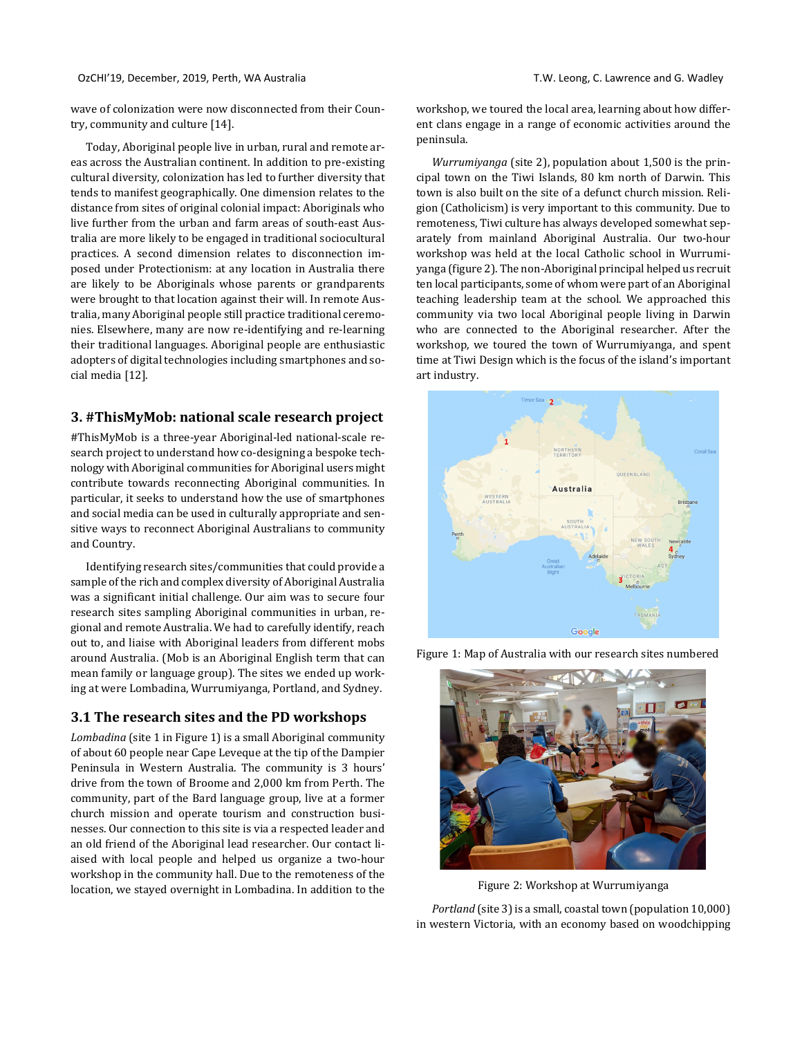wave of colonization were now disconnected from their Country, community and culture [14].

Today, Aboriginal people live in urban, rural and remote areas across the Australian continent. In addition to pre-existing cultural diversity, colonization has led to further diversity that tends to manifest geographically. One dimension relates to the distance from sites of original colonial impact: Aboriginals who live further from the urban and farm areas of south-east Australia are more likely to be engaged in traditional sociocultural practices. A second dimension relates to disconnection imposed under Protectionism: at any location in Australia there are likely to be Aboriginals whose parents or grandparents were brought to that location against their will. In remote Australia, many Aboriginal people still practice traditional ceremonies. Elsewhere, many are now re-identifying and re-learning their traditional languages. Aboriginal people are enthusiastic adopters of digital technologies including smartphones and social media [12].

## 3. #ThisMyMob: national scale research project

#ThisMyMob is a three-year Aboriginal-led national-scale research project to understand how co-designing a bespoke technology with Aboriginal communities for Aboriginal users might contribute towards reconnecting Aboriginal communities. In particular, it seeks to understand how the use of smartphones and social media can be used in culturally appropriate and sensitive ways to reconnect Aboriginal Australians to community and Country.

Identifying research sites/communities that could provide a sample of the rich and complex diversity of Aboriginal Australia was a significant initial challenge. Our aim was to secure four research sites sampling Aboriginal communities in urban, regional and remote Australia. We had to carefully identify, reach out to, and liaise with Aboriginal leaders from different mobs around Australia. (Mob is an Aboriginal English term that can mean family or language group). The sites we ended up working at were Lombadina, Wurrumiyanga, Portland, and Sydney.

### 3.1 The research sites and the PD workshops

*Lombadina* (site 1 in Figure 1) is a small Aboriginal community of about 60 people near Cape Leveque at the tip of the Dampier Peninsula in Western Australia. The community is 3 hours' drive from the town of Broome and 2,000 km from Perth. The community, part of the Bard language group, live at a former church mission and operate tourism and construction businesses. Our connection to this site is via a respected leader and an old friend of the Aboriginal lead researcher. Our contact liaised with local people and helped us organize a two-hour workshop in the community hall. Due to the remoteness of the location, we stayed overnight in Lombadina. In addition to the workshop, we toured the local area, learning about how different clans engage in a range of economic activities around the peninsula.

*Wurrumiyanga* (site 2), population about 1,500 is the principal town on the Tiwi Islands, 80 km north of Darwin. This town is also built on the site of a defunct church mission. Religion (Catholicism) is very important to this community. Due to remoteness, Tiwi culture has always developed somewhat separately from mainland Aboriginal Australia. Our two-hour workshop was held at the local Catholic school in Wurrumiyanga (figure 2). The non-Aboriginal principal helped us recruit ten local participants, some of whom were part of an Aboriginal teaching leadership team at the school. We approached this community via two local Aboriginal people living in Darwin who are connected to the Aboriginal researcher. After the workshop, we toured the town of Wurrumiyanga, and spent time at Tiwi Design which is the focus of the island's important art industry.

Figure 1: Map of Australia with our research sites numbered

Figure 2: Workshop at Wurrumiyanga

*Portland* (site 3) is a small, coastal town (population 10,000) in western Victoria, with an economy based on woodchipping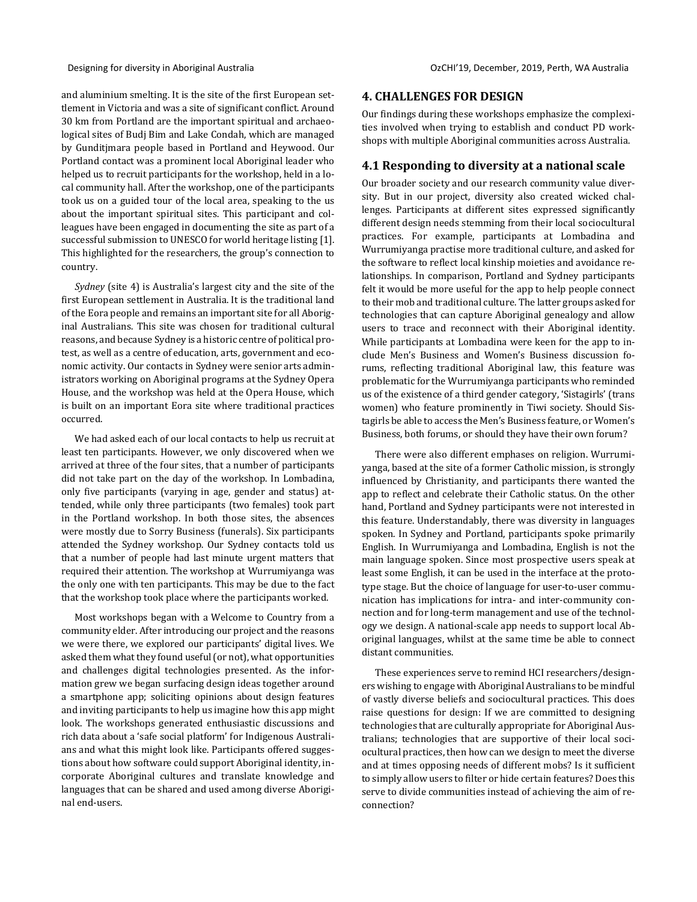and aluminium smelting. It is the site of the first European settlement in Victoria and was a site of significant conflict. Around 30 km from Portland are the important spiritual and archaeological sites of Budj Bim and Lake Condah, which are managed by Gunditjmara people based in Portland and Heywood. Our Portland contact was a prominent local Aboriginal leader who helped us to recruit participants for the workshop, held in a local community hall. After the workshop, one of the participants took us on a guided tour of the local area, speaking to the us about the important spiritual sites. This participant and colleagues have been engaged in documenting the site as part of a successful submission to UNESCO for world heritage listing [1]. This highlighted for the researchers, the group's connection to country.

*Sydney* (site 4) is Australia's largest city and the site of the first European settlement in Australia. It is the traditional land of the Eora people and remains an important site for all Aboriginal Australians. This site was chosen for traditional cultural reasons, and because Sydney is a historic centre of political protest, as well as a centre of education, arts, government and economic activity. Our contacts in Sydney were senior arts administrators working on Aboriginal programs at the Sydney Opera House, and the workshop was held at the Opera House, which is built on an important Eora site where traditional practices occurred.

We had asked each of our local contacts to help us recruit at least ten participants. However, we only discovered when we arrived at three of the four sites, that a number of participants did not take part on the day of the workshop. In Lombadina, only five participants (varying in age, gender and status) attended, while only three participants (two females) took part in the Portland workshop. In both those sites, the absences were mostly due to Sorry Business (funerals). Six participants attended the Sydney workshop. Our Sydney contacts told us that a number of people had last minute urgent matters that required their attention. The workshop at Wurrumiyanga was the only one with ten participants. This may be due to the fact that the workshop took place where the participants worked.

Most workshops began with a Welcome to Country from a community elder. After introducing our project and the reasons we were there, we explored our participants' digital lives. We asked them what they found useful (or not), what opportunities and challenges digital technologies presented. As the information grew we began surfacing design ideas together around a smartphone app; soliciting opinions about design features and inviting participants to help us imagine how this app might look. The workshops generated enthusiastic discussions and rich data about a 'safe social platform' for Indigenous Australians and what this might look like. Participants offered suggestions about how software could support Aboriginal identity, incorporate Aboriginal cultures and translate knowledge and languages that can be shared and used among diverse Aboriginal end-users.

## 4. CHALLENGES FOR DESIGN

Our findings during these workshops emphasize the complexities involved when trying to establish and conduct PD workshops with multiple Aboriginal communities across Australia.

### 4.1 Responding to diversity at a national scale

Our broader society and our research community value diversity. But in our project, diversity also created wicked challenges. Participants at different sites expressed significantly different design needs stemming from their local sociocultural practices. For example, participants at Lombadina and Wurrumiyanga practise more traditional culture, and asked for the software to reflect local kinship moieties and avoidance relationships. In comparison, Portland and Sydney participants felt it would be more useful for the app to help people connect to their mob and traditional culture. The latter groups asked for technologies that can capture Aboriginal genealogy and allow users to trace and reconnect with their Aboriginal identity. While participants at Lombadina were keen for the app to include Men's Business and Women's Business discussion forums, reflecting traditional Aboriginal law, this feature was problematic for the Wurrumiyanga participants who reminded us of the existence of a third gender category, 'Sistagirls' (trans women) who feature prominently in Tiwi society. Should Sistagirls be able to access the Men's Business feature, or Women's Business, both forums, or should they have their own forum?

There were also different emphases on religion. Wurrumiyanga, based at the site of a former Catholic mission, is strongly influenced by Christianity, and participants there wanted the app to reflect and celebrate their Catholic status. On the other hand, Portland and Sydney participants were not interested in this feature. Understandably, there was diversity in languages spoken. In Sydney and Portland, participants spoke primarily English. In Wurrumiyanga and Lombadina, English is not the main language spoken. Since most prospective users speak at least some English, it can be used in the interface at the prototype stage. But the choice of language for user-to-user communication has implications for intra- and inter-community connection and for long-term management and use of the technology we design. A national-scale app needs to support local Aboriginal languages, whilst at the same time be able to connect distant communities.

These experiences serve to remind HCI researchers/designers wishing to engage with Aboriginal Australians to be mindful of vastly diverse beliefs and sociocultural practices. This does raise questions for design: If we are committed to designing technologies that are culturally appropriate for Aboriginal Australians; technologies that are supportive of their local sociocultural practices, then how can we design to meet the diverse and at times opposing needs of different mobs? Is it sufficient to simply allow users to filter or hide certain features? Does this serve to divide communities instead of achieving the aim of reconnection?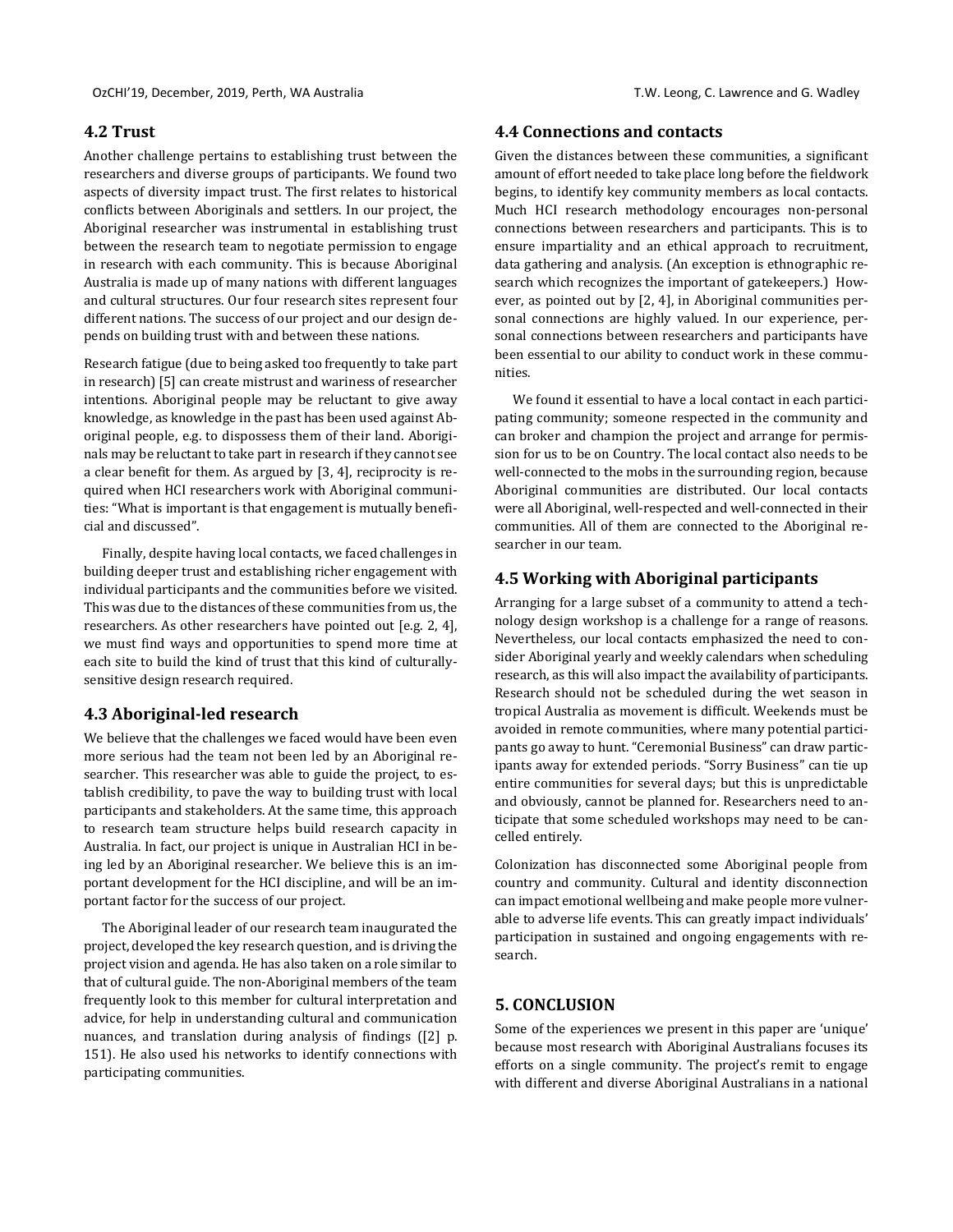## 4.2 Trust

Another challenge pertains to establishing trust between the researchers and diverse groups of participants. We found two aspects of diversity impact trust. The first relates to historical conflicts between Aboriginals and settlers. In our project, the Aboriginal researcher was instrumental in establishing trust between the research team to negotiate permission to engage in research with each community. This is because Aboriginal Australia is made up of many nations with different languages and cultural structures. Our four research sites represent four different nations. The success of our project and our design depends on building trust with and between these nations.

Research fatigue (due to being asked too frequently to take part in research) [5] can create mistrust and wariness of researcher intentions. Aboriginal people may be reluctant to give away knowledge, as knowledge in the past has been used against Aboriginal people, e.g. to dispossess them of their land. Aboriginals may be reluctant to take part in research if they cannot see a clear benefit for them. As argued by [3, 4], reciprocity is required when HCI researchers work with Aboriginal communities: "What is important is that engagement is mutually beneficial and discussed".

Finally, despite having local contacts, we faced challenges in building deeper trust and establishing richer engagement with individual participants and the communities before we visited. This was due to the distances of these communities from us, the researchers. As other researchers have pointed out [e.g. 2, 4], we must find ways and opportunities to spend more time at each site to build the kind of trust that this kind of culturally-sensitive design research required.

## 4.3 Aboriginal-led research

We believe that the challenges we faced would have been even more serious had the team not been led by an Aboriginal researcher. This researcher was able to guide the project, to establish credibility, to pave the way to building trust with local participants and stakeholders. At the same time, this approach to research team structure helps build research capacity in Australia. In fact, our project is unique in Australian HCI in being led by an Aboriginal researcher. We believe this is an important development for the HCI discipline, and will be an important factor for the success of our project.

The Aboriginal leader of our research team inaugurated the project, developed the key research question, and is driving the project vision and agenda. He has also taken on a role similar to that of cultural guide. The non-Aboriginal members of the team frequently look to this member for cultural interpretation and advice, for help in understanding cultural and communication nuances, and translation during analysis of findings ([2] p. 151). He also used his networks to identify connections with participating communities.

## 4.4 Connections and contacts

Given the distances between these communities, a significant amount of effort needed to take place long before the fieldwork begins, to identify key community members as local contacts. Much HCI research methodology encourages non-personal connections between researchers and participants. This is to ensure impartiality and an ethical approach to recruitment, data gathering and analysis. (An exception is ethnographic research which recognizes the important of gatekeepers.) However, as pointed out by [2, 4], in Aboriginal communities personal connections are highly valued. In our experience, personal connections between researchers and participants have been essential to our ability to conduct work in these communities.

We found it essential to have a local contact in each participating community; someone respected in the community and can broker and champion the project and arrange for permission for us to be on Country. The local contact also needs to be well-connected to the mobs in the surrounding region, because Aboriginal communities are distributed. Our local contacts were all Aboriginal, well-respected and well-connected in their communities. All of them are connected to the Aboriginal researcher in our team.

## 4.5 Working with Aboriginal participants

Arranging for a large subset of a community to attend a technology design workshop is a challenge for a range of reasons. Nevertheless, our local contacts emphasized the need to consider Aboriginal yearly and weekly calendars when scheduling research, as this will also impact the availability of participants. Research should not be scheduled during the wet season in tropical Australia as movement is difficult. Weekends must be avoided in remote communities, where many potential participants go away to hunt. "Ceremonial Business" can draw participants away for extended periods. "Sorry Business" can tie up entire communities for several days; but this is unpredictable and obviously, cannot be planned for. Researchers need to anticipate that some scheduled workshops may need to be cancelled entirely.

Colonization has disconnected some Aboriginal people from country and community. Cultural and identity disconnection can impact emotional wellbeing and make people more vulnerable to adverse life events. This can greatly impact individuals' participation in sustained and ongoing engagements with research.

# 5. CONCLUSION

Some of the experiences we present in this paper are 'unique' because most research with Aboriginal Australians focuses its efforts on a single community. The project's remit to engage with different and diverse Aboriginal Australians in a national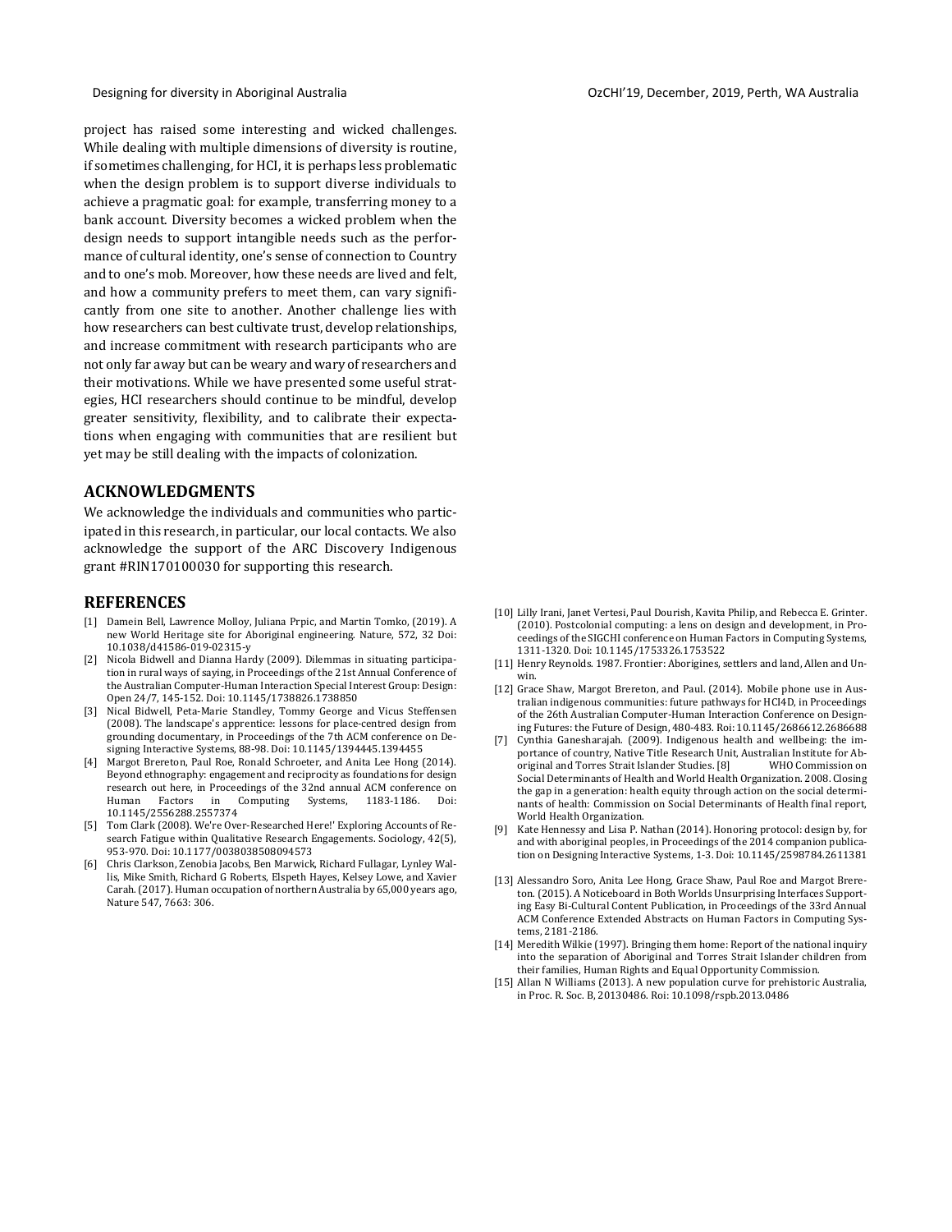project has raised some interesting and wicked challenges. While dealing with multiple dimensions of diversity is routine, if sometimes challenging, for HCI, it is perhaps less problematic when the design problem is to support diverse individuals to achieve a pragmatic goal: for example, transferring money to a bank account. Diversity becomes a wicked problem when the design needs to support intangible needs such as the performance of cultural identity, one's sense of connection to Country and to one's mob. Moreover, how these needs are lived and felt, and how a community prefers to meet them, can vary significantly from one site to another. Another challenge lies with how researchers can best cultivate trust, develop relationships, and increase commitment with research participants who are not only far away but can be weary and wary of researchers and their motivations. While we have presented some useful strategies, HCI researchers should continue to be mindful, develop greater sensitivity, flexibility, and to calibrate their expectations when engaging with communities that are resilient but yet may be still dealing with the impacts of colonization.

## ACKNOWLEDGMENTS

We acknowledge the individuals and communities who participated in this research, in particular, our local contacts. We also acknowledge the support of the ARC Discovery Indigenous grant #RIN170100030 for supporting this research.

## REFERENCES

[1] Damein Bell, Lawrence Molloy, Juliana Prpic, and Martin Tomko, (2019). A new World Heritage site for Aboriginal engineering. Nature, 572, 32 Doi: 10.1038/d41586-019-02315-y

[2] Nicola Bidwell and Dianna Hardy (2009). Dilemmas in situating participation in rural ways of saying, in Proceedings of the 21st Annual Conference of the Australian Computer-Human Interaction Special Interest Group: Design: Open 24/7, 145-152. Doi: 10.1145/1738826.1738850

[3] Nical Bidwell, Peta-Marie Standley, Tommy George and Vicus Steffensen (2008). The landscape's apprentice: lessons for place-centred design from grounding documentary, in Proceedings of the 7th ACM conference on Designing Interactive Systems, 88-98. Doi: 10.1145/1394445.1394455

[4] Margot Brereton, Paul Roe, Ronald Schroeter, and Anita Lee Hong (2014). Beyond ethnography: engagement and reciprocity as foundations for design research out here, in Proceedings of the 32nd annual ACM conference on Human Factors in Computing Systems, 1183-1186. Doi: 10.1145/2556288.2557374

[5] Tom Clark (2008). We're Over-Researched Here!' Exploring Accounts of Research Fatigue within Qualitative Research Engagements. Sociology, 42(5), 953-970. Doi: 10.1177/0038038508094573

[6] Chris Clarkson, Zenobia Jacobs, Ben Marwick, Richard Fullagar, Lynley Wallis, Mike Smith, Richard G Roberts, Elspeth Hayes, Kelsey Lowe, and Xavier Carah. (2017). Human occupation of northern Australia by 65,000 years ago, Nature 547, 7663: 306.

[10] Lilly Irani, Janet Vertesi, Paul Dourish, Kavita Philip, and Rebecca E. Grinter. (2010). Postcolonial computing: a lens on design and development, in Proceedings of the SIGCHI conference on Human Factors in Computing Systems, 1311-1320. Doi: 10.1145/1753326.1753522

[11] Henry Reynolds. 1987. Frontier: Aborigines, settlers and land, Allen and Unwin.

[12] Grace Shaw, Margot Brereton, and Paul. (2014). Mobile phone use in Australian indigenous communities: future pathways for HCI4D, in Proceedings of the 26th Australian Computer-Human Interaction Conference on Designing Futures: the Future of Design, 480-483. Roi: 10.1145/2686612.2686688

[7] Cynthia Ganesharajah. (2009). Indigenous health and wellbeing: the importance of country, Native Title Research Unit, Australian Institute for Aboriginal and Torres Strait Islander Studies. [8] WHO Commission on Social Determinants of Health and World Health Organization. 2008. Closing the gap in a generation: health equity through action on the social determinants of health: Commission on Social Determinants of Health final report, World Health Organization.

[9] Kate Hennessy and Lisa P. Nathan (2014). Honoring protocol: design by, for and with aboriginal peoples, in Proceedings of the 2014 companion publication on Designing Interactive Systems, 1-3. Doi: 10.1145/2598784.2611381

[13] Alessandro Soro, Anita Lee Hong, Grace Shaw, Paul Roe and Margot Brereton. (2015). A Noticeboard in Both Worlds Unsurprising Interfaces Supporting Easy Bi-Cultural Content Publication, in Proceedings of the 33rd Annual ACM Conference Extended Abstracts on Human Factors in Computing Systems, 2181-2186.

[14] Meredith Wilkie (1997). Bringing them home: Report of the national inquiry into the separation of Aboriginal and Torres Strait Islander children from their families, Human Rights and Equal Opportunity Commission.

[15] Allan N Williams (2013). A new population curve for prehistoric Australia, in Proc. R. Soc. B, 20130486. Roi: 10.1098/rspb.2013.0486